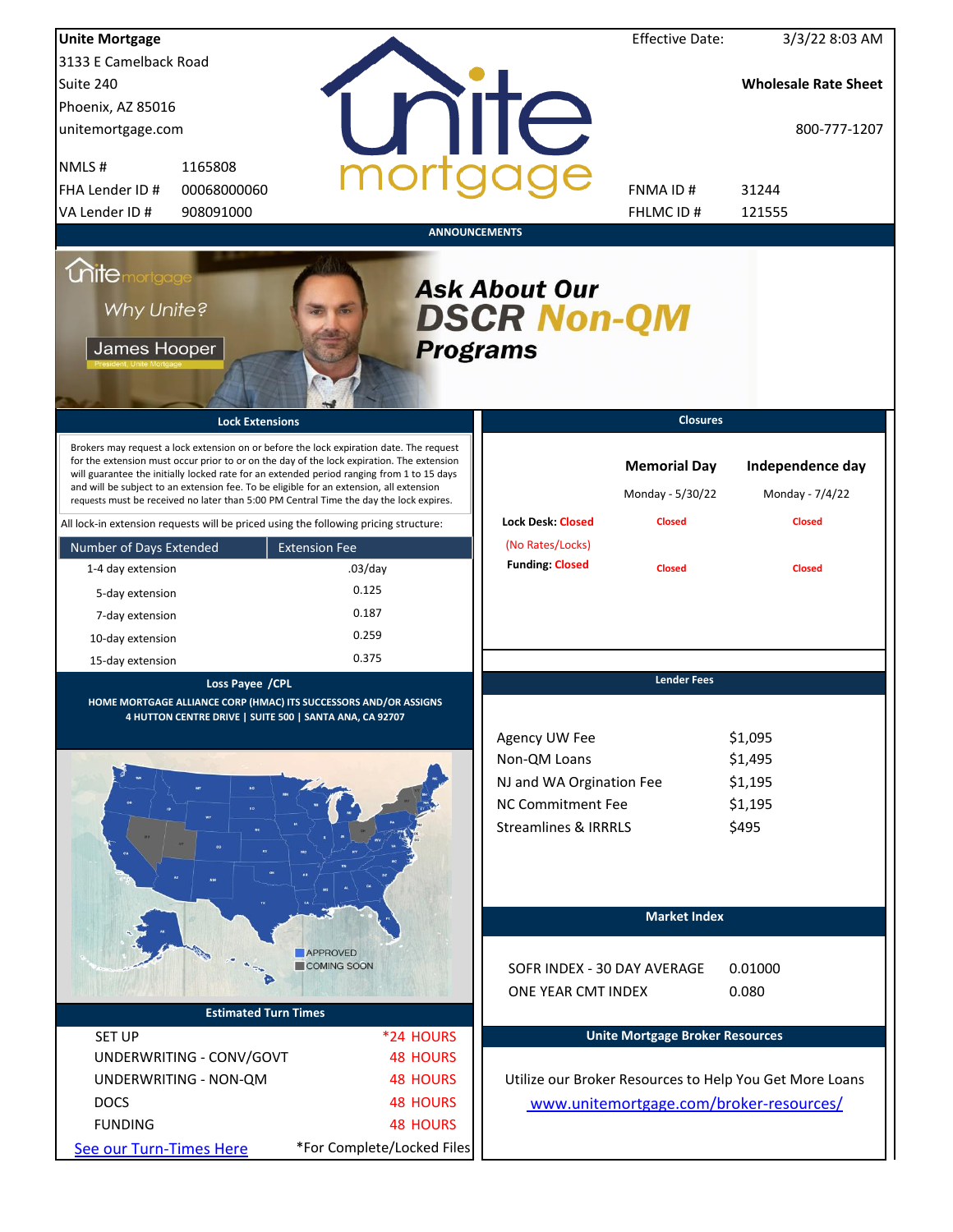**Unite Mortgage**
3133 E Camelback Road
Suite 240
Phoenix, AZ 85016
unitemortgage.com

| | |
|---|---|
| NMLS # | 1165808 |
| FHA Lender ID # | 00068000060 |
| VA Lender ID # | 908091000 |

Effective Date: 3/3/22 8:03 AM

**Wholesale Rate Sheet**

800-777-1207

| | |
|---|---|
| FNMA ID # | 31244 |
| FHLMC ID # | 121555 |

## ANNOUNCEMENTS

Unite mortgage — Why Unite? — James Hooper, President, Unite Mortgage

**Ask About Our DSCR Non-QM Programs**

## Lock Extensions

Brokers may request a lock extension on or before the lock expiration date. The request for the extension must occur prior to or on the day of the lock expiration. The extension will guarantee the initially locked rate for an extended period ranging from 1 to 15 days and will be subject to an extension fee. To be eligible for an extension, all extension requests must be received no later than 5:00 PM Central Time the day the lock expires.

All lock-in extension requests will be priced using the following pricing structure:

| Number of Days Extended | Extension Fee |
|---|---|
| 1-4 day extension | .03/day |
| 5-day extension | 0.125 |
| 7-day extension | 0.187 |
| 10-day extension | 0.259 |
| 15-day extension | 0.375 |

## Closures

| | Memorial Day | Independence day |
|---|---|---|
| | Monday - 5/30/22 | Monday - 7/4/22 |
| Lock Desk: Closed (No Rates/Locks) | Closed | Closed |
| Funding: Closed | Closed | Closed |

## Loss Payee /CPL

HOME MORTGAGE ALLIANCE CORP (HMAC) ITS SUCCESSORS AND/OR ASSIGNS
4 HUTTON CENTRE DRIVE | SUITE 500 | SANTA ANA, CA 92707

APPROVED
COMING SOON

## Lender Fees

| | |
|---|---|
| Agency UW Fee | $1,095 |
| Non-QM Loans | $1,495 |
| NJ and WA Orgination Fee | $1,195 |
| NC Commitment Fee | $1,195 |
| Streamlines & IRRRLS | $495 |

## Market Index

| | |
|---|---|
| SOFR INDEX - 30 DAY AVERAGE | 0.01000 |
| ONE YEAR CMT INDEX | 0.080 |

## Estimated Turn Times

| | |
|---|---|
| SET UP | *24 HOURS |
| UNDERWRITING - CONV/GOVT | 48 HOURS |
| UNDERWRITING - NON-QM | 48 HOURS |
| DOCS | 48 HOURS |
| FUNDING | 48 HOURS |

See our Turn-Times Here — *For Complete/Locked Files

## Unite Mortgage Broker Resources

Utilize our Broker Resources to Help You Get More Loans
www.unitemortgage.com/broker-resources/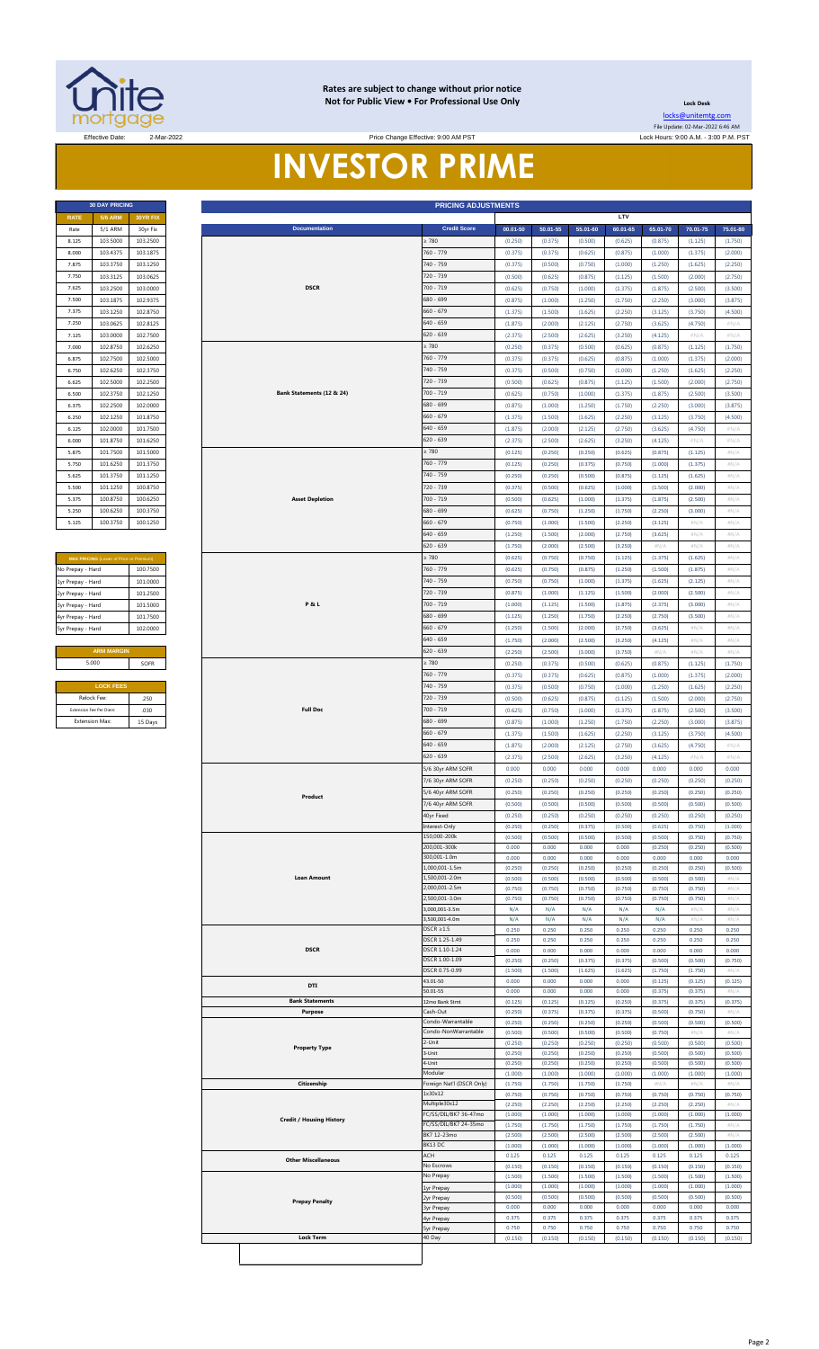**Rates are subject to change without prior notice**
**Not for Public View • For Professional Use Only**

**Lock Desk**

locks@unitemtg.com

File Update: 02-Mar-2022 6:46 AM

Effective Date: 2-Mar-2022

Price Change Effective: 9:00 AM PST

Lock Hours: 9:00 A.M. - 3:00 P.M. PST

# INVESTOR PRIME

| 30 DAY PRICING | | |
|---|---|---|
| RATE | 5/6 ARM | 30YR FIX |
| Rate | 5/1 ARM | 30yr Fix |
| 8.125 | 103.5000 | 103.2500 |
| 8.000 | 103.4375 | 103.1875 |
| 7.875 | 103.3750 | 103.1250 |
| 7.750 | 103.3125 | 103.0625 |
| 7.625 | 103.2500 | 103.0000 |
| 7.500 | 103.1875 | 102.9375 |
| 7.375 | 103.1250 | 102.8750 |
| 7.250 | 103.0625 | 102.8125 |
| 7.125 | 103.0000 | 102.7500 |
| 7.000 | 102.8750 | 102.6250 |
| 6.875 | 102.7500 | 102.5000 |
| 6.750 | 102.6250 | 102.3750 |
| 6.625 | 102.5000 | 102.2500 |
| 6.500 | 102.3750 | 102.1250 |
| 6.375 | 102.2500 | 102.0000 |
| 6.250 | 102.1250 | 101.8750 |
| 6.125 | 102.0000 | 101.7500 |
| 6.000 | 101.8750 | 101.6250 |
| 5.875 | 101.7500 | 101.5000 |
| 5.750 | 101.6250 | 101.3750 |
| 5.625 | 101.3750 | 101.1250 |
| 5.500 | 101.1250 | 100.8750 |
| 5.375 | 100.8750 | 100.6250 |
| 5.250 | 100.6250 | 100.3750 |
| 5.125 | 100.3750 | 100.1250 |

| MAX PRICING (Lower of Price or Premium) | |
|---|---|
| No Prepay - Hard | 100.7500 |
| 1yr Prepay - Hard | 101.0000 |
| 2yr Prepay - Hard | 101.2500 |
| 3yr Prepay - Hard | 101.5000 |
| 4yr Prepay - Hard | 101.7500 |
| 5yr Prepay - Hard | 102.0000 |

| ARM MARGIN | |
|---|---|
| 5.000 | SOFR |

| LOCK FEES | |
|---|---|
| Relock Fee: | .250 |
| Extension Fee Per Diem: | .030 |
| Extension Max: | 15 Days |

| PRICING ADJUSTMENTS | | | | | | | | |
|---|---|---|---|---|---|---|---|---|
| | | LTV | | | | | | |
| Documentation | Credit Score | 00.01-50 | 50.01-55 | 55.01-60 | 60.01-65 | 65.01-70 | 70.01-75 | 75.01-80 |
| DSCR | ≥ 780 | (0.250) | (0.375) | (0.500) | (0.625) | (0.875) | (1.125) | (1.750) |
| | 760 - 779 | (0.375) | (0.375) | (0.625) | (0.875) | (1.000) | (1.375) | (2.000) |
| | 740 - 759 | (0.375) | (0.500) | (0.750) | (1.000) | (1.250) | (1.625) | (2.250) |
| | 720 - 739 | (0.500) | (0.625) | (0.875) | (1.125) | (1.500) | (2.000) | (2.750) |
| | 700 - 719 | (0.625) | (0.750) | (1.000) | (1.375) | (1.875) | (2.500) | (3.500) |
| | 680 - 699 | (0.875) | (1.000) | (1.250) | (1.750) | (2.250) | (3.000) | (3.875) |
| | 660 - 679 | (1.375) | (1.500) | (1.625) | (2.250) | (3.125) | (3.750) | (4.500) |
| | 640 - 659 | (1.875) | (2.000) | (2.125) | (2.750) | (3.625) | (4.750) | #N/A |
| | 620 - 639 | (2.375) | (2.500) | (2.625) | (3.250) | (4.125) | #N/A | #N/A |
| Bank Statements (12 & 24) | ≥ 780 | (0.250) | (0.375) | (0.500) | (0.625) | (0.875) | (1.125) | (1.750) |
| | 760 - 779 | (0.375) | (0.375) | (0.625) | (0.875) | (1.000) | (1.375) | (2.000) |
| | 740 - 759 | (0.375) | (0.500) | (0.750) | (1.000) | (1.250) | (1.625) | (2.250) |
| | 720 - 739 | (0.500) | (0.625) | (0.875) | (1.125) | (1.500) | (2.000) | (2.750) |
| | 700 - 719 | (0.625) | (0.750) | (1.000) | (1.375) | (1.875) | (2.500) | (3.500) |
| | 680 - 699 | (0.875) | (1.000) | (1.250) | (1.750) | (2.250) | (3.000) | (3.875) |
| | 660 - 679 | (1.375) | (1.500) | (1.625) | (2.250) | (3.125) | (3.750) | (4.500) |
| | 640 - 659 | (1.875) | (2.000) | (2.125) | (2.750) | (3.625) | (4.750) | #N/A |
| | 620 - 639 | (2.375) | (2.500) | (2.625) | (3.250) | (4.125) | #N/A | #N/A |
| Asset Depletion | ≥ 780 | (0.125) | (0.250) | (0.250) | (0.625) | (0.875) | (1.125) | #N/A |
| | 760 - 779 | (0.125) | (0.250) | (0.375) | (0.750) | (1.000) | (1.375) | #N/A |
| | 740 - 759 | (0.250) | (0.250) | (0.500) | (0.875) | (1.125) | (1.625) | #N/A |
| | 720 - 739 | (0.375) | (0.500) | (0.625) | (1.000) | (1.500) | (2.000) | #N/A |
| | 700 - 719 | (0.500) | (0.625) | (1.000) | (1.375) | (1.875) | (2.500) | #N/A |
| | 680 - 699 | (0.625) | (0.750) | (1.250) | (1.750) | (2.250) | (3.000) | #N/A |
| | 660 - 679 | (0.750) | (1.000) | (1.500) | (2.250) | (3.125) | #N/A | #N/A |
| | 640 - 659 | (1.250) | (1.500) | (2.000) | (2.750) | (3.625) | #N/A | #N/A |
| | 620 - 639 | (1.750) | (2.000) | (2.500) | (3.250) | #N/A | #N/A | #N/A |
| P & L | ≥ 780 | (0.625) | (0.750) | (0.750) | (1.125) | (1.375) | (1.625) | #N/A |
| | 760 - 779 | (0.625) | (0.750) | (0.875) | (1.250) | (1.500) | (1.875) | #N/A |
| | 740 - 759 | (0.750) | (0.750) | (1.000) | (1.375) | (1.625) | (2.125) | #N/A |
| | 720 - 739 | (0.875) | (1.000) | (1.125) | (1.500) | (2.000) | (2.500) | #N/A |
| | 700 - 719 | (1.000) | (1.125) | (1.500) | (1.875) | (2.375) | (3.000) | #N/A |
| | 680 - 699 | (1.125) | (1.250) | (1.750) | (2.250) | (2.750) | (3.500) | #N/A |
| | 660 - 679 | (1.250) | (1.500) | (2.000) | (2.750) | (3.625) | #N/A | #N/A |
| | 640 - 659 | (1.750) | (2.000) | (2.500) | (3.250) | (4.125) | #N/A | #N/A |
| | 620 - 639 | (2.250) | (2.500) | (3.000) | (3.750) | #N/A | #N/A | #N/A |
| Full Doc | ≥ 780 | (0.250) | (0.375) | (0.500) | (0.625) | (0.875) | (1.125) | (1.750) |
| | 760 - 779 | (0.375) | (0.375) | (0.625) | (0.875) | (1.000) | (1.375) | (2.000) |
| | 740 - 759 | (0.375) | (0.500) | (0.750) | (1.000) | (1.250) | (1.625) | (2.250) |
| | 720 - 739 | (0.500) | (0.625) | (0.875) | (1.125) | (1.500) | (2.000) | (2.750) |
| | 700 - 719 | (0.625) | (0.750) | (1.000) | (1.375) | (1.875) | (2.500) | (3.500) |
| | 680 - 699 | (0.875) | (1.000) | (1.250) | (1.750) | (2.250) | (3.000) | (3.875) |
| | 660 - 679 | (1.375) | (1.500) | (1.625) | (2.250) | (3.125) | (3.750) | (4.500) |
| | 640 - 659 | (1.875) | (2.000) | (2.125) | (2.750) | (3.625) | (4.750) | #N/A |
| | 620 - 639 | (2.375) | (2.500) | (2.625) | (3.250) | (4.125) | #N/A | #N/A |
| Product | 5/6 30yr ARM SOFR | 0.000 | 0.000 | 0.000 | 0.000 | 0.000 | 0.000 | 0.000 |
| | 7/6 30yr ARM SOFR | (0.250) | (0.250) | (0.250) | (0.250) | (0.250) | (0.250) | (0.250) |
| | 5/6 40yr ARM SOFR | (0.250) | (0.250) | (0.250) | (0.250) | (0.250) | (0.250) | (0.250) |
| | 7/6 40yr ARM SOFR | (0.500) | (0.500) | (0.500) | (0.500) | (0.500) | (0.500) | (0.500) |
| | 40yr Fixed | (0.250) | (0.250) | (0.250) | (0.250) | (0.250) | (0.250) | (0.250) |
| | Interest-Only | (0.250) | (0.250) | (0.375) | (0.500) | (0.625) | (0.750) | (1.000) |
| Loan Amount | 150,000-200k | (0.500) | (0.500) | (0.500) | (0.500) | (0.500) | (0.750) | (0.750) |
| | 200,001-300k | 0.000 | 0.000 | 0.000 | 0.000 | (0.250) | (0.250) | (0.500) |
| | 300,001-1.0m | 0.000 | 0.000 | 0.000 | 0.000 | 0.000 | 0.000 | 0.000 |
| | 1,000,001-1.5m | (0.250) | (0.250) | (0.250) | (0.250) | (0.250) | (0.250) | (0.500) |
| | 1,500,001-2.0m | (0.500) | (0.500) | (0.500) | (0.500) | (0.500) | (0.500) | #N/A |
| | 2,000,001-2.5m | (0.750) | (0.750) | (0.750) | (0.750) | (0.750) | (0.750) | #N/A |
| | 2,500,001-3.0m | (0.750) | (0.750) | (0.750) | (0.750) | (0.750) | (0.750) | #N/A |
| | 3,000,001-3.5m | N/A | N/A | N/A | N/A | N/A | #N/A | #N/A |
| | 3,500,001-4.0m | N/A | N/A | N/A | N/A | N/A | #N/A | #N/A |
| DSCR | DSCR ≥1.5 | 0.250 | 0.250 | 0.250 | 0.250 | 0.250 | 0.250 | 0.250 |
| | DSCR 1.25-1.49 | 0.250 | 0.250 | 0.250 | 0.250 | 0.250 | 0.250 | 0.250 |
| | DSCR 1.10-1.24 | 0.000 | 0.000 | 0.000 | 0.000 | 0.000 | 0.000 | 0.000 |
| | DSCR 1.00-1.09 | (0.250) | (0.250) | (0.375) | (0.375) | (0.500) | (0.500) | (0.750) |
| | DSCR 0.75-0.99 | (1.500) | (1.500) | (1.625) | (1.625) | (1.750) | (1.750) | #N/A |
| DTI | 43.01-50 | 0.000 | 0.000 | 0.000 | 0.000 | (0.125) | (0.125) | (0.125) |
| | 50.01-55 | 0.000 | 0.000 | 0.000 | 0.000 | (0.375) | (0.375) | #N/A |
| Bank Statements | 12mo Bank Stmt | (0.125) | (0.125) | (0.125) | (0.250) | (0.375) | (0.375) | (0.375) |
| Purpose | Cash-Out | (0.250) | (0.375) | (0.375) | (0.375) | (0.500) | (0.750) | #N/A |
| Property Type | Condo-Warrantable | (0.250) | (0.250) | (0.250) | (0.250) | (0.500) | (0.500) | (0.500) |
| | Condo-NonWarrantable | (0.500) | (0.500) | (0.500) | (0.500) | (0.750) | #N/A | #N/A |
| | 2-Unit | (0.250) | (0.250) | (0.250) | (0.250) | (0.500) | (0.500) | (0.500) |
| | 3-Unit | (0.250) | (0.250) | (0.250) | (0.250) | (0.500) | (0.500) | (0.500) |
| | 4-Unit | (0.250) | (0.250) | (0.250) | (0.250) | (0.500) | (0.500) | (0.500) |
| | Modular | (1.000) | (1.000) | (1.000) | (1.000) | (1.000) | (1.000) | (1.000) |
| Citizenship | Foreign Nat'l (DSCR Only) | (1.750) | (1.750) | (1.750) | (1.750) | #N/A | #N/A | #N/A |
| Credit / Housing History | 1x30x12 | (0.750) | (0.750) | (0.750) | (0.750) | (0.750) | (0.750) | (0.750) |
| | Multiple30x12 | (2.250) | (2.250) | (2.250) | (2.250) | (2.250) | (2.250) | #N/A |
| | FC/SS/DIL/BK7 36-47mo | (1.000) | (1.000) | (1.000) | (1.000) | (1.000) | (1.000) | (1.000) |
| | FC/SS/DIL/BK7 24-35mo | (1.750) | (1.750) | (1.750) | (1.750) | (1.750) | (1.750) | #N/A |
| | BK7 12-23mo | (2.500) | (2.500) | (2.500) | (2.500) | (2.500) | (2.500) | #N/A |
| | BK13 DC | (1.000) | (1.000) | (1.000) | (1.000) | (1.000) | (1.000) | (1.000) |
| Other Miscellaneous | ACH | 0.125 | 0.125 | 0.125 | 0.125 | 0.125 | 0.125 | 0.125 |
| | No Escrows | (0.150) | (0.150) | (0.150) | (0.150) | (0.150) | (0.150) | (0.150) |
| Prepay Penalty | No Prepay | (1.500) | (1.500) | (1.500) | (1.500) | (1.500) | (1.500) | (1.500) |
| | 1yr Prepay | (1.000) | (1.000) | (1.000) | (1.000) | (1.000) | (1.000) | (1.000) |
| | 2yr Prepay | (0.500) | (0.500) | (0.500) | (0.500) | (0.500) | (0.500) | (0.500) |
| | 3yr Prepay | 0.000 | 0.000 | 0.000 | 0.000 | 0.000 | 0.000 | 0.000 |
| | 4yr Prepay | 0.375 | 0.375 | 0.375 | 0.375 | 0.375 | 0.375 | 0.375 |
| | 5yr Prepay | 0.750 | 0.750 | 0.750 | 0.750 | 0.750 | 0.750 | 0.750 |
| Lock Term | 40 Day | (0.150) | (0.150) | (0.150) | (0.150) | (0.150) | (0.150) | (0.150) |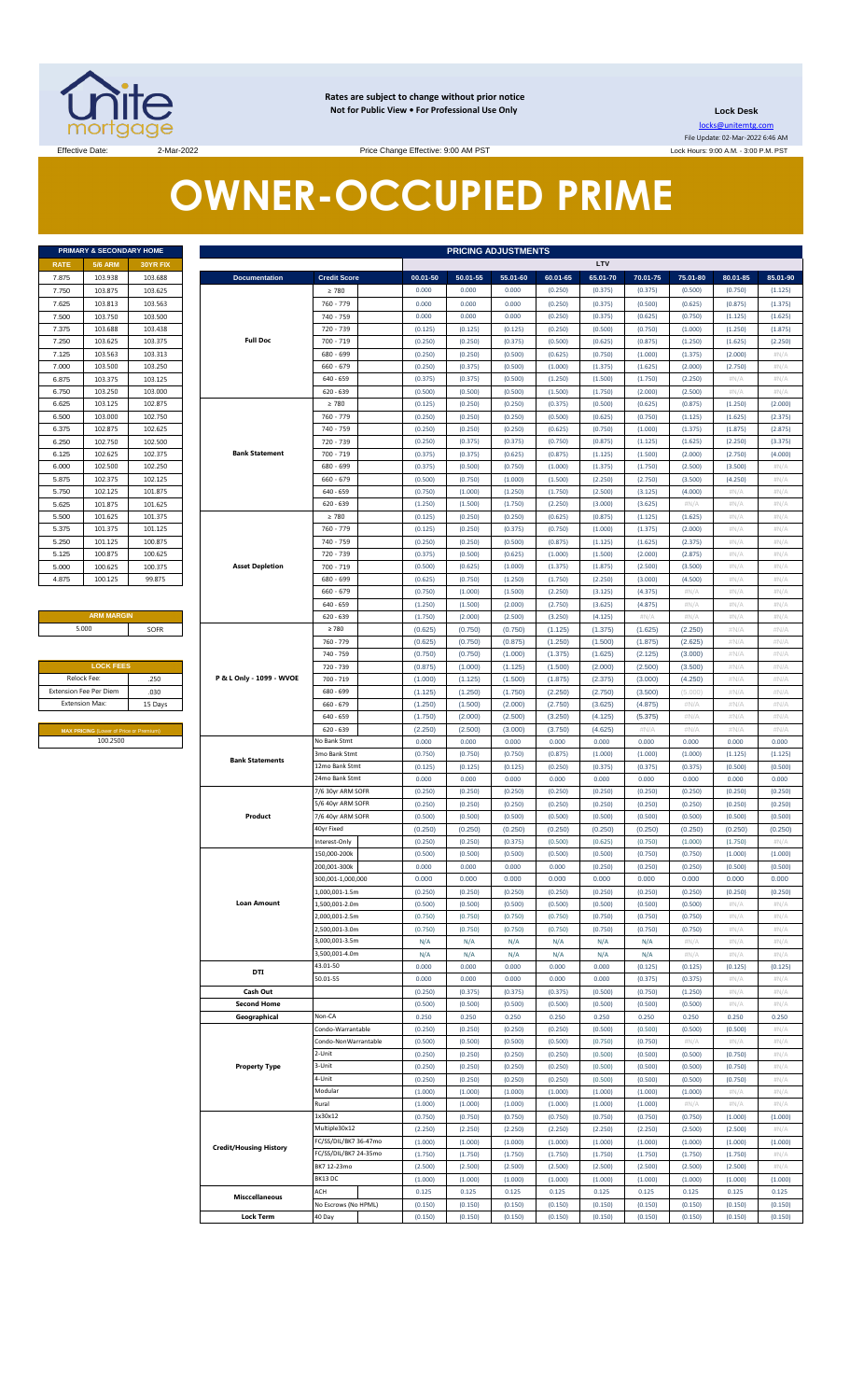Rates are subject to change without prior notice
Not for Public View • For Professional Use Only

**Lock Desk**

locks@unitemtg.com

File Update: 02-Mar-2022 6:46 AM

Lock Hours: 9:00 A.M. - 3:00 P.M. PST

Effective Date: 2-Mar-2022

Price Change Effective: 9:00 AM PST

# OWNER-OCCUPIED PRIME

| PRIMARY & SECONDARY HOME | | |
|---|---|---|
| RATE | 5/6 ARM | 30YR FIX |
| 7.875 | 103.938 | 103.688 |
| 7.750 | 103.875 | 103.625 |
| 7.625 | 103.813 | 103.563 |
| 7.500 | 103.750 | 103.500 |
| 7.375 | 103.688 | 103.438 |
| 7.250 | 103.625 | 103.375 |
| 7.125 | 103.563 | 103.313 |
| 7.000 | 103.500 | 103.250 |
| 6.875 | 103.375 | 103.125 |
| 6.750 | 103.250 | 103.000 |
| 6.625 | 103.125 | 102.875 |
| 6.500 | 103.000 | 102.750 |
| 6.375 | 102.875 | 102.625 |
| 6.250 | 102.750 | 102.500 |
| 6.125 | 102.625 | 102.375 |
| 6.000 | 102.500 | 102.250 |
| 5.875 | 102.375 | 102.125 |
| 5.750 | 102.125 | 101.875 |
| 5.625 | 101.875 | 101.625 |
| 5.500 | 101.625 | 101.375 |
| 5.375 | 101.375 | 101.125 |
| 5.250 | 101.125 | 100.875 |
| 5.125 | 100.875 | 100.625 |
| 5.000 | 100.625 | 100.375 |
| 4.875 | 100.125 | 99.875 |

| ARM MARGIN | |
|---|---|
| 5.000 | SOFR |

| LOCK FEES | |
|---|---|
| Relock Fee: | .250 |
| Extension Fee Per Diem | .030 |
| Extension Max: | 15 Days |

| MAX PRICING (Lower of Price or Premium) |
|---|
| 100.2500 |

| PRICING ADJUSTMENTS | | | | | | | | | | |
|---|---|---|---|---|---|---|---|---|---|---|
| | | LTV | | | | | | | | |
| Documentation | Credit Score | 00.01-50 | 50.01-55 | 55.01-60 | 60.01-65 | 65.01-70 | 70.01-75 | 75.01-80 | 80.01-85 | 85.01-90 |
| Full Doc | ≥ 780 | 0.000 | 0.000 | 0.000 | (0.250) | (0.375) | (0.375) | (0.500) | (0.750) | (1.125) |
| | 760 - 779 | 0.000 | 0.000 | 0.000 | (0.250) | (0.375) | (0.500) | (0.625) | (0.875) | (1.375) |
| | 740 - 759 | 0.000 | 0.000 | 0.000 | (0.250) | (0.375) | (0.625) | (0.750) | (1.125) | (1.625) |
| | 720 - 739 | (0.125) | (0.125) | (0.125) | (0.250) | (0.500) | (0.750) | (1.000) | (1.250) | (1.875) |
| | 700 - 719 | (0.250) | (0.250) | (0.375) | (0.500) | (0.625) | (0.875) | (1.250) | (1.625) | (2.250) |
| | 680 - 699 | (0.250) | (0.250) | (0.500) | (0.625) | (0.750) | (1.000) | (1.375) | (2.000) | #N/A |
| | 660 - 679 | (0.250) | (0.375) | (0.500) | (1.000) | (1.375) | (1.625) | (2.000) | (2.750) | #N/A |
| | 640 - 659 | (0.375) | (0.375) | (0.500) | (1.250) | (1.500) | (1.750) | (2.250) | #N/A | #N/A |
| | 620 - 639 | (0.500) | (0.500) | (0.500) | (1.500) | (1.750) | (2.000) | (2.500) | #N/A | #N/A |
| Bank Statement | ≥ 780 | (0.125) | (0.250) | (0.250) | (0.375) | (0.500) | (0.625) | (0.875) | (1.250) | (2.000) |
| | 760 - 779 | (0.250) | (0.250) | (0.250) | (0.500) | (0.625) | (0.750) | (1.125) | (1.625) | (2.375) |
| | 740 - 759 | (0.250) | (0.250) | (0.250) | (0.625) | (0.750) | (1.000) | (1.375) | (1.875) | (2.875) |
| | 720 - 739 | (0.250) | (0.375) | (0.375) | (0.750) | (0.875) | (1.125) | (1.625) | (2.250) | (3.375) |
| | 700 - 719 | (0.375) | (0.375) | (0.625) | (0.875) | (1.125) | (1.500) | (2.000) | (2.750) | (4.000) |
| | 680 - 699 | (0.375) | (0.500) | (0.750) | (1.000) | (1.375) | (1.750) | (2.500) | (3.500) | #N/A |
| | 660 - 679 | (0.500) | (0.750) | (1.000) | (1.500) | (2.250) | (2.750) | (3.500) | (4.250) | #N/A |
| | 640 - 659 | (0.750) | (1.000) | (1.250) | (1.750) | (2.500) | (3.125) | (4.000) | #N/A | #N/A |
| | 620 - 639 | (1.250) | (1.500) | (1.750) | (2.250) | (3.000) | (3.625) | #N/A | #N/A | #N/A |
| Asset Depletion | ≥ 780 | (0.125) | (0.250) | (0.250) | (0.625) | (0.875) | (1.125) | (1.625) | #N/A | #N/A |
| | 760 - 779 | (0.125) | (0.250) | (0.375) | (0.750) | (1.000) | (1.375) | (2.000) | #N/A | #N/A |
| | 740 - 759 | (0.250) | (0.250) | (0.500) | (0.875) | (1.125) | (1.625) | (2.375) | #N/A | #N/A |
| | 720 - 739 | (0.375) | (0.500) | (0.625) | (1.000) | (1.500) | (2.000) | (2.875) | #N/A | #N/A |
| | 700 - 719 | (0.500) | (0.625) | (1.000) | (1.375) | (1.875) | (2.500) | (3.500) | #N/A | #N/A |
| | 680 - 699 | (0.625) | (0.750) | (1.250) | (1.750) | (2.250) | (3.000) | (4.500) | #N/A | #N/A |
| | 660 - 679 | (0.750) | (1.000) | (1.500) | (2.250) | (3.125) | (4.375) | #N/A | #N/A | #N/A |
| | 640 - 659 | (1.250) | (1.500) | (2.000) | (2.750) | (3.625) | (4.875) | #N/A | #N/A | #N/A |
| | 620 - 639 | (1.750) | (2.000) | (2.500) | (3.250) | (4.125) | #N/A | #N/A | #N/A | #N/A |
| P & L Only - 1099 - WVOE | ≥ 780 | (0.625) | (0.750) | (0.750) | (1.125) | (1.375) | (1.625) | (2.250) | #N/A | #N/A |
| | 760 - 779 | (0.625) | (0.750) | (0.875) | (1.250) | (1.500) | (1.875) | (2.625) | #N/A | #N/A |
| | 740 - 759 | (0.750) | (0.750) | (1.000) | (1.375) | (1.625) | (2.125) | (3.000) | #N/A | #N/A |
| | 720 - 739 | (0.875) | (1.000) | (1.125) | (1.500) | (2.000) | (2.500) | (3.500) | #N/A | #N/A |
| | 700 - 719 | (1.000) | (1.125) | (1.500) | (1.875) | (2.375) | (3.000) | (4.250) | #N/A | #N/A |
| | 680 - 699 | (1.125) | (1.250) | (1.750) | (2.250) | (2.750) | (3.500) | (5.000) | #N/A | #N/A |
| | 660 - 679 | (1.250) | (1.500) | (2.000) | (2.750) | (3.625) | (4.875) | #N/A | #N/A | #N/A |
| | 640 - 659 | (1.750) | (2.000) | (2.500) | (3.250) | (4.125) | (5.375) | #N/A | #N/A | #N/A |
| | 620 - 639 | (2.250) | (2.500) | (3.000) | (3.750) | (4.625) | #N/A | #N/A | #N/A | #N/A |
| Bank Statements | No Bank Stmt | 0.000 | 0.000 | 0.000 | 0.000 | 0.000 | 0.000 | 0.000 | 0.000 | 0.000 |
| | 3mo Bank Stmt | (0.750) | (0.750) | (0.750) | (0.875) | (1.000) | (1.000) | (1.000) | (1.125) | (1.125) |
| | 12mo Bank Stmt | (0.125) | (0.125) | (0.125) | (0.250) | (0.375) | (0.375) | (0.375) | (0.500) | (0.500) |
| | 24mo Bank Stmt | 0.000 | 0.000 | 0.000 | 0.000 | 0.000 | 0.000 | 0.000 | 0.000 | 0.000 |
| Product | 7/6 30yr ARM SOFR | (0.250) | (0.250) | (0.250) | (0.250) | (0.250) | (0.250) | (0.250) | (0.250) | (0.250) |
| | 5/6 40yr ARM SOFR | (0.250) | (0.250) | (0.250) | (0.250) | (0.250) | (0.250) | (0.250) | (0.250) | (0.250) |
| | 7/6 40yr ARM SOFR | (0.500) | (0.500) | (0.500) | (0.500) | (0.500) | (0.500) | (0.500) | (0.500) | (0.500) |
| | 40yr Fixed | (0.250) | (0.250) | (0.250) | (0.250) | (0.250) | (0.250) | (0.250) | (0.250) | (0.250) |
| | Interest-Only | (0.250) | (0.250) | (0.375) | (0.500) | (0.625) | (0.750) | (1.000) | (1.750) | #N/A |
| Loan Amount | 150,000-200k | (0.500) | (0.500) | (0.500) | (0.500) | (0.500) | (0.750) | (0.750) | (1.000) | (1.000) |
| | 200,001-300k | 0.000 | 0.000 | 0.000 | 0.000 | (0.250) | (0.250) | (0.250) | (0.500) | (0.500) |
| | 300,001-1,000,000 | 0.000 | 0.000 | 0.000 | 0.000 | 0.000 | 0.000 | 0.000 | 0.000 | 0.000 |
| | 1,000,001-1.5m | (0.250) | (0.250) | (0.250) | (0.250) | (0.250) | (0.250) | (0.250) | (0.250) | (0.250) |
| | 1,500,001-2.0m | (0.500) | (0.500) | (0.500) | (0.500) | (0.500) | (0.500) | (0.500) | #N/A | #N/A |
| | 2,000,001-2.5m | (0.750) | (0.750) | (0.750) | (0.750) | (0.750) | (0.750) | (0.750) | #N/A | #N/A |
| | 2,500,001-3.0m | (0.750) | (0.750) | (0.750) | (0.750) | (0.750) | (0.750) | (0.750) | #N/A | #N/A |
| | 3,000,001-3.5m | N/A | N/A | N/A | N/A | N/A | N/A | #N/A | #N/A | #N/A |
| | 3,500,001-4.0m | N/A | N/A | N/A | N/A | N/A | N/A | #N/A | #N/A | #N/A |
| DTI | 43.01-50 | 0.000 | 0.000 | 0.000 | 0.000 | 0.000 | (0.125) | (0.125) | (0.125) | (0.125) |
| | 50.01-55 | 0.000 | 0.000 | 0.000 | 0.000 | 0.000 | (0.375) | (0.375) | #N/A | #N/A |
| Cash Out | | (0.250) | (0.375) | (0.375) | (0.375) | (0.500) | (0.750) | (1.250) | #N/A | #N/A |
| Second Home | | (0.500) | (0.500) | (0.500) | (0.500) | (0.500) | (0.500) | (0.500) | #N/A | #N/A |
| Geographical | Non-CA | 0.250 | 0.250 | 0.250 | 0.250 | 0.250 | 0.250 | 0.250 | 0.250 | 0.250 |
| Property Type | Condo-Warrantable | (0.250) | (0.250) | (0.250) | (0.250) | (0.500) | (0.500) | (0.500) | (0.500) | #N/A |
| | Condo-NonWarrantable | (0.500) | (0.500) | (0.500) | (0.500) | (0.750) | (0.750) | #N/A | #N/A | #N/A |
| | 2-Unit | (0.250) | (0.250) | (0.250) | (0.250) | (0.500) | (0.500) | (0.500) | (0.750) | #N/A |
| | 3-Unit | (0.250) | (0.250) | (0.250) | (0.250) | (0.500) | (0.500) | (0.500) | (0.750) | #N/A |
| | 4-Unit | (0.250) | (0.250) | (0.250) | (0.250) | (0.500) | (0.500) | (0.500) | (0.750) | #N/A |
| | Modular | (1.000) | (1.000) | (1.000) | (1.000) | (1.000) | (1.000) | (1.000) | #N/A | #N/A |
| | Rural | (1.000) | (1.000) | (1.000) | (1.000) | (1.000) | (1.000) | #N/A | #N/A | #N/A |
| Credit/Housing History | 1x30x12 | (0.750) | (0.750) | (0.750) | (0.750) | (0.750) | (0.750) | (0.750) | (1.000) | (1.000) |
| | Multiple30x12 | (2.250) | (2.250) | (2.250) | (2.250) | (2.250) | (2.250) | (2.500) | (2.500) | #N/A |
| | FC/SS/DIL/BK7 36-47mo | (1.000) | (1.000) | (1.000) | (1.000) | (1.000) | (1.000) | (1.000) | (1.000) | (1.000) |
| | FC/SS/DIL/BK7 24-35mo | (1.750) | (1.750) | (1.750) | (1.750) | (1.750) | (1.750) | (1.750) | (1.750) | #N/A |
| | BK7 12-23mo | (2.500) | (2.500) | (2.500) | (2.500) | (2.500) | (2.500) | (2.500) | (2.500) | #N/A |
| | BK13 DC | (1.000) | (1.000) | (1.000) | (1.000) | (1.000) | (1.000) | (1.000) | (1.000) | (1.000) |
| Misccellaneous | ACH | 0.125 | 0.125 | 0.125 | 0.125 | 0.125 | 0.125 | 0.125 | 0.125 | 0.125 |
| | No Escrows (No HPML) | (0.150) | (0.150) | (0.150) | (0.150) | (0.150) | (0.150) | (0.150) | (0.150) | (0.150) |
| Lock Term | 40 Day | (0.150) | (0.150) | (0.150) | (0.150) | (0.150) | (0.150) | (0.150) | (0.150) | (0.150) |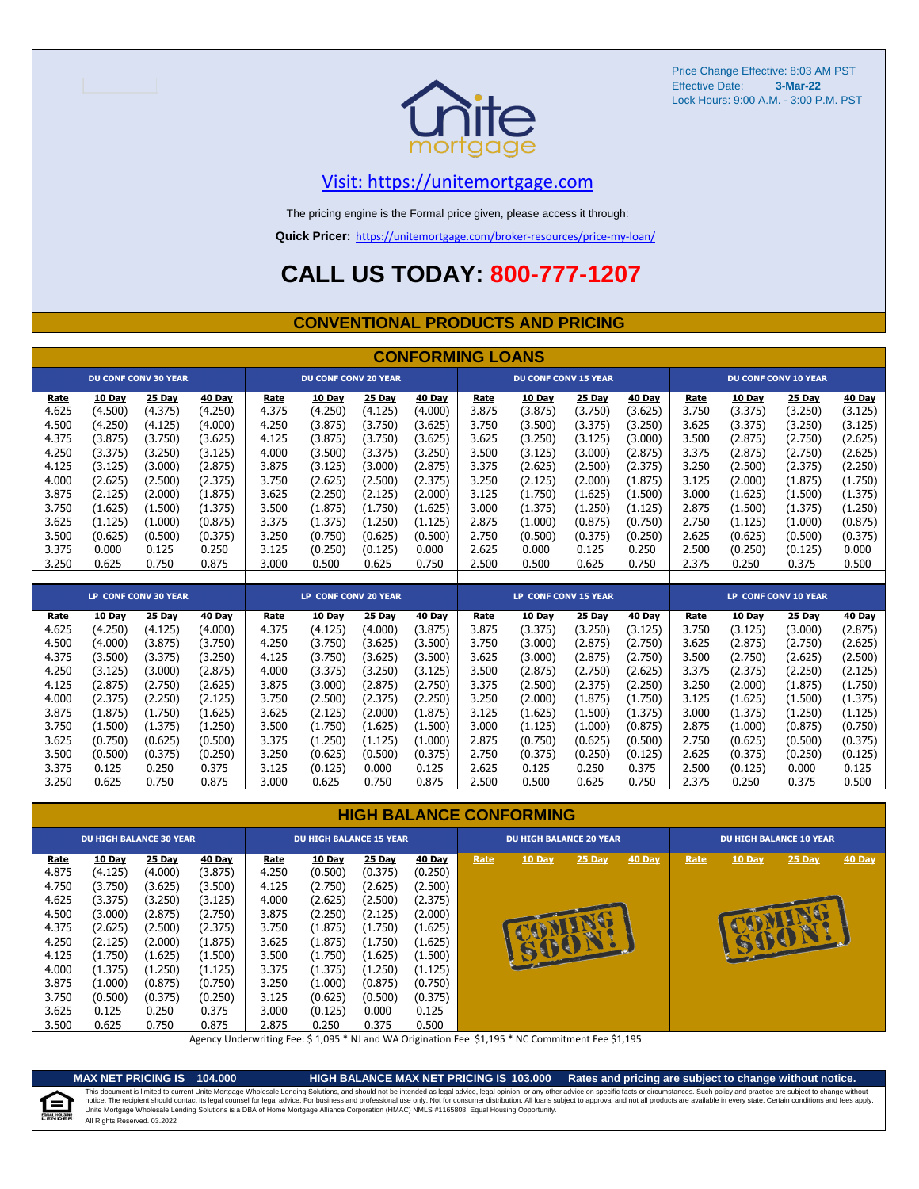Price Change Effective: 8:03 AM PST
Effective Date: **3-Mar-22**
Lock Hours: 9:00 A.M. - 3:00 P.M. PST

Visit: https://unitemortgage.com

The pricing engine is the Formal price given, please access it through:

**Quick Pricer:** https://unitemortgage.com/broker-resources/price-my-loan/

# CALL US TODAY: 800-777-1207

## CONVENTIONAL PRODUCTS AND PRICING

### CONFORMING LOANS

| DU CONF CONV 30 YEAR | | | | DU CONF CONV 20 YEAR | | | | DU CONF CONV 15 YEAR | | | | DU CONF CONV 10 YEAR | | | |
|---|---|---|---|---|---|---|---|---|---|---|---|---|---|---|---|
| Rate | 10 Day | 25 Day | 40 Day | Rate | 10 Day | 25 Day | 40 Day | Rate | 10 Day | 25 Day | 40 Day | Rate | 10 Day | 25 Day | 40 Day |
| 4.625 | (4.500) | (4.375) | (4.250) | 4.375 | (4.250) | (4.125) | (4.000) | 3.875 | (3.875) | (3.750) | (3.625) | 3.750 | (3.375) | (3.250) | (3.125) |
| 4.500 | (4.250) | (4.125) | (4.000) | 4.250 | (3.875) | (3.750) | (3.625) | 3.750 | (3.500) | (3.375) | (3.250) | 3.625 | (3.375) | (3.250) | (3.125) |
| 4.375 | (3.875) | (3.750) | (3.625) | 4.125 | (3.875) | (3.750) | (3.625) | 3.625 | (3.250) | (3.125) | (3.000) | 3.500 | (2.875) | (2.750) | (2.625) |
| 4.250 | (3.375) | (3.250) | (3.125) | 4.000 | (3.500) | (3.375) | (3.250) | 3.500 | (3.125) | (3.000) | (2.875) | 3.375 | (2.875) | (2.750) | (2.625) |
| 4.125 | (3.125) | (3.000) | (2.875) | 3.875 | (3.125) | (3.000) | (2.875) | 3.375 | (2.625) | (2.500) | (2.375) | 3.250 | (2.500) | (2.375) | (2.250) |
| 4.000 | (2.625) | (2.500) | (2.375) | 3.750 | (2.625) | (2.500) | (2.375) | 3.250 | (2.125) | (2.000) | (1.875) | 3.125 | (2.000) | (1.875) | (1.750) |
| 3.875 | (2.125) | (2.000) | (1.875) | 3.625 | (2.250) | (2.125) | (2.000) | 3.125 | (1.750) | (1.625) | (1.500) | 3.000 | (1.625) | (1.500) | (1.375) |
| 3.750 | (1.625) | (1.500) | (1.375) | 3.500 | (1.875) | (1.750) | (1.625) | 3.000 | (1.375) | (1.250) | (1.125) | 2.875 | (1.500) | (1.375) | (1.250) |
| 3.625 | (1.125) | (1.000) | (0.875) | 3.375 | (1.375) | (1.250) | (1.125) | 2.875 | (1.000) | (0.875) | (0.750) | 2.750 | (1.125) | (1.000) | (0.875) |
| 3.500 | (0.625) | (0.500) | (0.375) | 3.250 | (0.750) | (0.625) | (0.500) | 2.750 | (0.500) | (0.375) | (0.250) | 2.625 | (0.625) | (0.500) | (0.375) |
| 3.375 | 0.000 | 0.125 | 0.250 | 3.125 | (0.250) | (0.125) | 0.000 | 2.625 | 0.000 | 0.125 | 0.250 | 2.500 | (0.250) | (0.125) | 0.000 |
| 3.250 | 0.625 | 0.750 | 0.875 | 3.000 | 0.500 | 0.625 | 0.750 | 2.500 | 0.500 | 0.625 | 0.750 | 2.375 | 0.250 | 0.375 | 0.500 |

| LP CONF CONV 30 YEAR | | | | LP CONF CONV 20 YEAR | | | | LP CONF CONV 15 YEAR | | | | LP CONF CONV 10 YEAR | | | |
|---|---|---|---|---|---|---|---|---|---|---|---|---|---|---|---|
| Rate | 10 Day | 25 Day | 40 Day | Rate | 10 Day | 25 Day | 40 Day | Rate | 10 Day | 25 Day | 40 Day | Rate | 10 Day | 25 Day | 40 Day |
| 4.625 | (4.250) | (4.125) | (4.000) | 4.375 | (4.125) | (4.000) | (3.875) | 3.875 | (3.375) | (3.250) | (3.125) | 3.750 | (3.125) | (3.000) | (2.875) |
| 4.500 | (4.000) | (3.875) | (3.750) | 4.250 | (3.750) | (3.625) | (3.500) | 3.750 | (3.000) | (2.875) | (2.750) | 3.625 | (2.875) | (2.750) | (2.625) |
| 4.375 | (3.500) | (3.375) | (3.250) | 4.125 | (3.750) | (3.625) | (3.500) | 3.625 | (3.000) | (2.875) | (2.750) | 3.500 | (2.750) | (2.625) | (2.500) |
| 4.250 | (3.125) | (3.000) | (2.875) | 4.000 | (3.375) | (3.250) | (3.125) | 3.500 | (2.875) | (2.750) | (2.625) | 3.375 | (2.375) | (2.250) | (2.125) |
| 4.125 | (2.875) | (2.750) | (2.625) | 3.875 | (3.000) | (2.875) | (2.750) | 3.375 | (2.500) | (2.375) | (2.250) | 3.250 | (2.000) | (1.875) | (1.750) |
| 4.000 | (2.375) | (2.250) | (2.125) | 3.750 | (2.500) | (2.375) | (2.250) | 3.250 | (2.000) | (1.875) | (1.750) | 3.125 | (1.625) | (1.500) | (1.375) |
| 3.875 | (1.875) | (1.750) | (1.625) | 3.625 | (2.125) | (2.000) | (1.875) | 3.125 | (1.625) | (1.500) | (1.375) | 3.000 | (1.375) | (1.250) | (1.125) |
| 3.750 | (1.500) | (1.375) | (1.250) | 3.500 | (1.750) | (1.625) | (1.500) | 3.000 | (1.125) | (1.000) | (0.875) | 2.875 | (1.000) | (0.875) | (0.750) |
| 3.625 | (0.750) | (0.625) | (0.500) | 3.375 | (1.250) | (1.125) | (1.000) | 2.875 | (0.750) | (0.625) | (0.500) | 2.750 | (0.625) | (0.500) | (0.375) |
| 3.500 | (0.500) | (0.375) | (0.250) | 3.250 | (0.625) | (0.500) | (0.375) | 2.750 | (0.375) | (0.250) | (0.125) | 2.625 | (0.375) | (0.250) | (0.125) |
| 3.375 | 0.125 | 0.250 | 0.375 | 3.125 | (0.125) | 0.000 | 0.125 | 2.625 | 0.125 | 0.250 | 0.375 | 2.500 | (0.125) | 0.000 | 0.125 |
| 3.250 | 0.625 | 0.750 | 0.875 | 3.000 | 0.625 | 0.750 | 0.875 | 2.500 | 0.500 | 0.625 | 0.750 | 2.375 | 0.250 | 0.375 | 0.500 |

### HIGH BALANCE CONFORMING

| DU HIGH BALANCE 30 YEAR | | | | DU HIGH BALANCE 15 YEAR | | | | DU HIGH BALANCE 20 YEAR | | | | DU HIGH BALANCE 10 YEAR | | | |
|---|---|---|---|---|---|---|---|---|---|---|---|---|---|---|---|
| Rate | 10 Day | 25 Day | 40 Day | Rate | 10 Day | 25 Day | 40 Day | Rate | 10 Day | 25 Day | 40 Day | Rate | 10 Day | 25 Day | 40 Day |
| 4.875 | (4.125) | (4.000) | (3.875) | 4.250 | (0.500) | (0.375) | (0.250) | COMING SOON! | | | | COMING SOON! | | | |
| 4.750 | (3.750) | (3.625) | (3.500) | 4.125 | (2.750) | (2.625) | (2.500) | | | | | | | | |
| 4.625 | (3.375) | (3.250) | (3.125) | 4.000 | (2.625) | (2.500) | (2.375) | | | | | | | | |
| 4.500 | (3.000) | (2.875) | (2.750) | 3.875 | (2.250) | (2.125) | (2.000) | | | | | | | | |
| 4.375 | (2.625) | (2.500) | (2.375) | 3.750 | (1.875) | (1.750) | (1.625) | | | | | | | | |
| 4.250 | (2.125) | (2.000) | (1.875) | 3.625 | (1.875) | (1.750) | (1.625) | | | | | | | | |
| 4.125 | (1.750) | (1.625) | (1.500) | 3.500 | (1.750) | (1.625) | (1.500) | | | | | | | | |
| 4.000 | (1.375) | (1.250) | (1.125) | 3.375 | (1.375) | (1.250) | (1.125) | | | | | | | | |
| 3.875 | (1.000) | (0.875) | (0.750) | 3.250 | (1.000) | (0.875) | (0.750) | | | | | | | | |
| 3.750 | (0.500) | (0.375) | (0.250) | 3.125 | (0.625) | (0.500) | (0.375) | | | | | | | | |
| 3.625 | 0.125 | 0.250 | 0.375 | 3.000 | (0.125) | 0.000 | 0.125 | | | | | | | | |
| 3.500 | 0.625 | 0.750 | 0.875 | 2.875 | 0.250 | 0.375 | 0.500 | | | | | | | | |

Agency Underwriting Fee: $ 1,095 * NJ and WA Origination Fee $1,195 * NC Commitment Fee $1,195

**MAX NET PRICING IS 104.000** **HIGH BALANCE MAX NET PRICING IS 103.000** **Rates and pricing are subject to change without notice.**

This document is limited to current Unite Mortgage Wholesale Lending Solutions, and should not be intended as legal advice, legal opinion, or any other advice on specific facts or circumstances. Such policy and practice are subject to change without notice. The recipient should contact its legal counsel for legal advice. For business and professional use only. Not for consumer distribution. All loans subject to approval and not all products are available in every state. Certain conditions and fees apply. Unite Mortgage Wholesale Lending Solutions is a DBA of Home Mortgage Alliance Corporation (HMAC) NMLS #1165808. Equal Housing Opportunity.
All Rights Reserved. 03.2022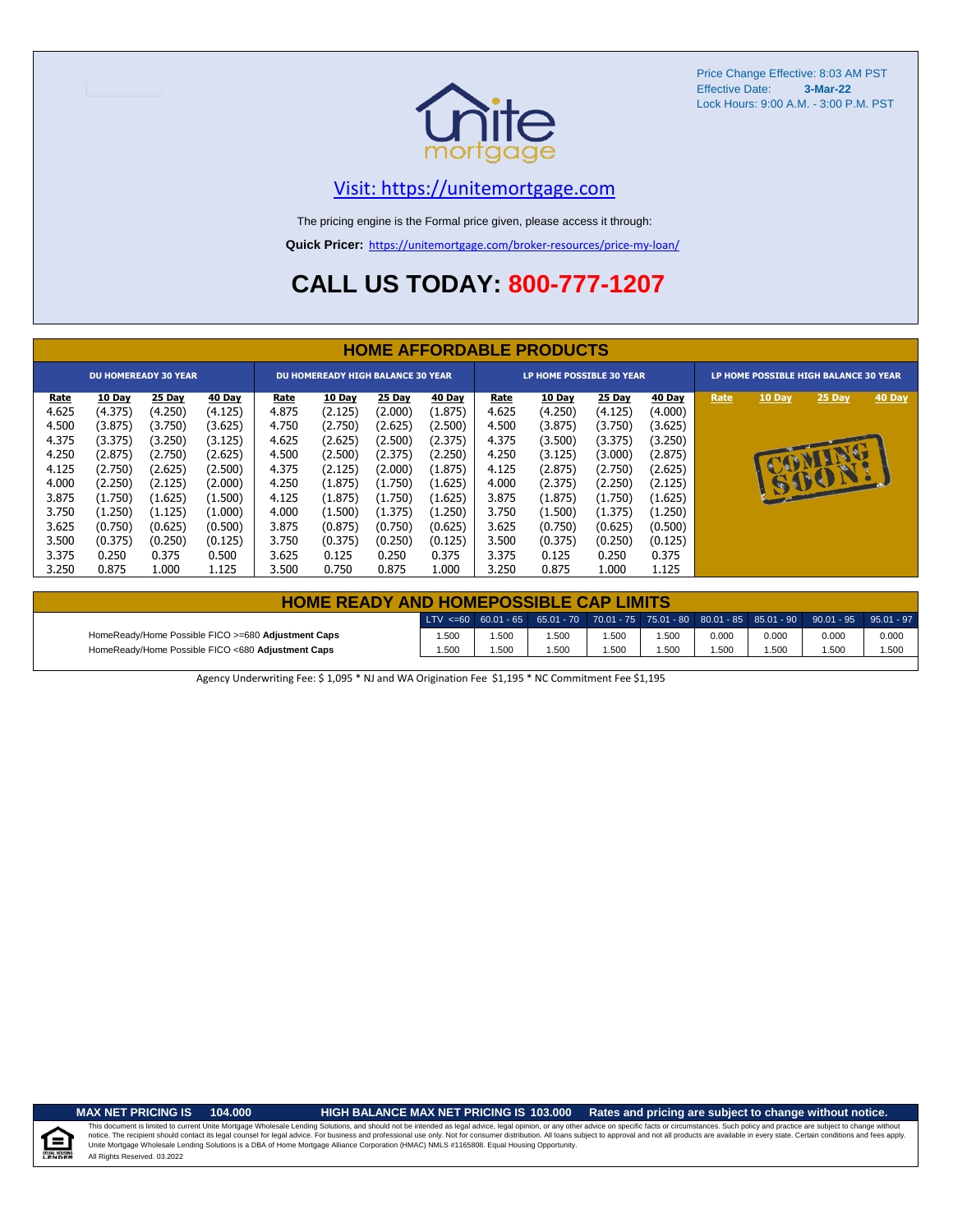Price Change Effective: 8:03 AM PST
Effective Date: **3-Mar-22**
Lock Hours: 9:00 A.M. - 3:00 P.M. PST

Visit: https://unitemortgage.com

The pricing engine is the Formal price given, please access it through:

**Quick Pricer:** https://unitemortgage.com/broker-resources/price-my-loan/

# CALL US TODAY: 800-777-1207

## HOME AFFORDABLE PRODUCTS

| DU HOMEREADY 30 YEAR | | | | DU HOMEREADY HIGH BALANCE 30 YEAR | | | | LP HOME POSSIBLE 30 YEAR | | | | LP HOME POSSIBLE HIGH BALANCE 30 YEAR | | | |
|---|---|---|---|---|---|---|---|---|---|---|---|---|---|---|---|
| Rate | 10 Day | 25 Day | 40 Day | Rate | 10 Day | 25 Day | 40 Day | Rate | 10 Day | 25 Day | 40 Day | Rate | 10 Day | 25 Day | 40 Day |
| 4.625 | (4.375) | (4.250) | (4.125) | 4.875 | (2.125) | (2.000) | (1.875) | 4.625 | (4.250) | (4.125) | (4.000) | COMING SOON! | | | |
| 4.500 | (3.875) | (3.750) | (3.625) | 4.750 | (2.750) | (2.625) | (2.500) | 4.500 | (3.875) | (3.750) | (3.625) | | | | |
| 4.375 | (3.375) | (3.250) | (3.125) | 4.625 | (2.625) | (2.500) | (2.375) | 4.375 | (3.500) | (3.375) | (3.250) | | | | |
| 4.250 | (2.875) | (2.750) | (2.625) | 4.500 | (2.500) | (2.375) | (2.250) | 4.250 | (3.125) | (3.000) | (2.875) | | | | |
| 4.125 | (2.750) | (2.625) | (2.500) | 4.375 | (2.125) | (2.000) | (1.875) | 4.125 | (2.875) | (2.750) | (2.625) | | | | |
| 4.000 | (2.250) | (2.125) | (2.000) | 4.250 | (1.875) | (1.750) | (1.625) | 4.000 | (2.375) | (2.250) | (2.125) | | | | |
| 3.875 | (1.750) | (1.625) | (1.500) | 4.125 | (1.875) | (1.750) | (1.625) | 3.875 | (1.875) | (1.750) | (1.625) | | | | |
| 3.750 | (1.250) | (1.125) | (1.000) | 4.000 | (1.500) | (1.375) | (1.250) | 3.750 | (1.500) | (1.375) | (1.250) | | | | |
| 3.625 | (0.750) | (0.625) | (0.500) | 3.875 | (0.875) | (0.750) | (0.625) | 3.625 | (0.750) | (0.625) | (0.500) | | | | |
| 3.500 | (0.375) | (0.250) | (0.125) | 3.750 | (0.375) | (0.250) | (0.125) | 3.500 | (0.375) | (0.250) | (0.125) | | | | |
| 3.375 | 0.250 | 0.375 | 0.500 | 3.625 | 0.125 | 0.250 | 0.375 | 3.375 | 0.125 | 0.250 | 0.375 | | | | |
| 3.250 | 0.875 | 1.000 | 1.125 | 3.500 | 0.750 | 0.875 | 1.000 | 3.250 | 0.875 | 1.000 | 1.125 | | | | |

## HOME READY AND HOMEPOSSIBLE CAP LIMITS

| | LTV <=60 | 60.01 - 65 | 65.01 - 70 | 70.01 - 75 | 75.01 - 80 | 80.01 - 85 | 85.01 - 90 | 90.01 - 95 | 95.01 - 97 |
|---|---|---|---|---|---|---|---|---|---|
| HomeReady/Home Possible FICO >=680 **Adjustment Caps** | 1.500 | 1.500 | 1.500 | 1.500 | 1.500 | 0.000 | 0.000 | 0.000 | 0.000 |
| HomeReady/Home Possible FICO <680 **Adjustment Caps** | 1.500 | 1.500 | 1.500 | 1.500 | 1.500 | 1.500 | 1.500 | 1.500 | 1.500 |

Agency Underwriting Fee: $ 1,095 * NJ and WA Origination Fee $1,195 * NC Commitment Fee $1,195

**MAX NET PRICING IS 104.000** **HIGH BALANCE MAX NET PRICING IS 103.000** **Rates and pricing are subject to change without notice.**

This document is limited to current Unite Mortgage Wholesale Lending Solutions, and should not be intended as legal advice, legal opinion, or any other advice on specific facts or circumstances. Such policy and practice are subject to change without notice. The recipient should contact its legal counsel for legal advice. For business and professional use only. Not for consumer distribution. All loans subject to approval and not all products are available in every state. Certain conditions and fees apply. Unite Mortgage Wholesale Lending Solutions is a DBA of Home Mortgage Alliance Corporation (HMAC) NMLS #1165808. Equal Housing Opportunity.
All Rights Reserved. 03.2022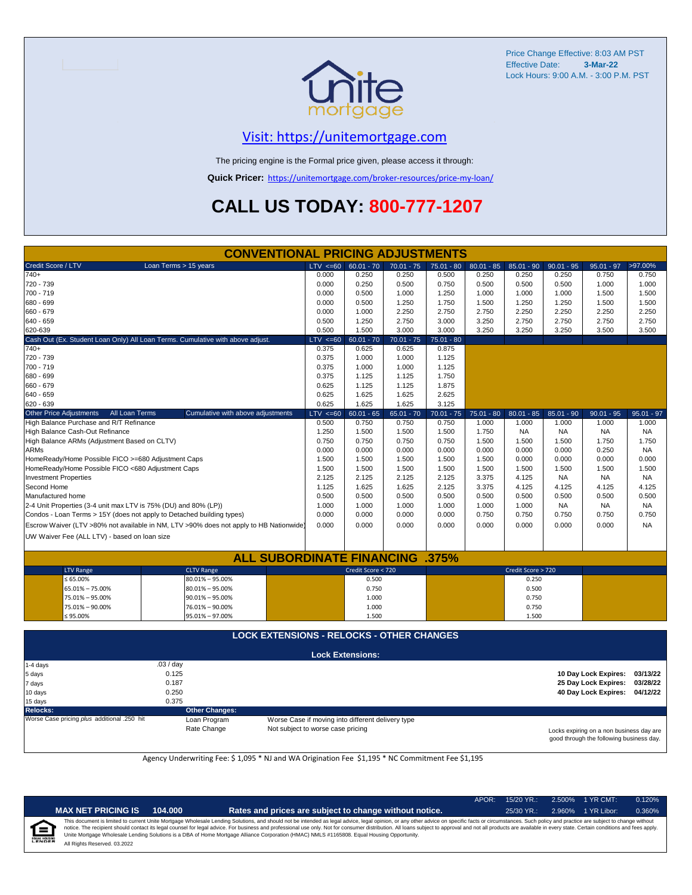Price Change Effective: 8:03 AM PST
Effective Date: **3-Mar-22**
Lock Hours: 9:00 A.M. - 3:00 P.M. PST

## Visit: https://unitemortgage.com

The pricing engine is the Formal price given, please access it through:

**Quick Pricer:** https://unitemortgage.com/broker-resources/price-my-loan/

# CALL US TODAY: 800-777-1207

## CONVENTIONAL PRICING ADJUSTMENTS

| Credit Score / LTV — Loan Terms > 15 years | LTV <=60 | 60.01 - 70 | 70.01 - 75 | 75.01 - 80 | 80.01 - 85 | 85.01 - 90 | 90.01 - 95 | 95.01 - 97 | >97.00% |
|---|---|---|---|---|---|---|---|---|---|
| 740+ | 0.000 | 0.250 | 0.250 | 0.500 | 0.250 | 0.250 | 0.250 | 0.750 | 0.750 |
| 720 - 739 | 0.000 | 0.250 | 0.500 | 0.750 | 0.500 | 0.500 | 0.500 | 1.000 | 1.000 |
| 700 - 719 | 0.000 | 0.500 | 1.000 | 1.250 | 1.000 | 1.000 | 1.000 | 1.500 | 1.500 |
| 680 - 699 | 0.000 | 0.500 | 1.250 | 1.750 | 1.500 | 1.250 | 1.250 | 1.500 | 1.500 |
| 660 - 679 | 0.000 | 1.000 | 2.250 | 2.750 | 2.750 | 2.250 | 2.250 | 2.250 | 2.250 |
| 640 - 659 | 0.500 | 1.250 | 2.750 | 3.000 | 3.250 | 2.750 | 2.750 | 2.750 | 2.750 |
| 620-639 | 0.500 | 1.500 | 3.000 | 3.000 | 3.250 | 3.250 | 3.250 | 3.500 | 3.500 |

| Cash Out (Ex. Student Loan Only) All Loan Terms. Cumulative with above adjust. | LTV <=60 | 60.01 - 70 | 70.01 - 75 | 75.01 - 80 |
|---|---|---|---|---|
| 740+ | 0.375 | 0.625 | 0.625 | 0.875 |
| 720 - 739 | 0.375 | 1.000 | 1.000 | 1.125 |
| 700 - 719 | 0.375 | 1.000 | 1.000 | 1.125 |
| 680 - 699 | 0.375 | 1.125 | 1.125 | 1.750 |
| 660 - 679 | 0.625 | 1.125 | 1.125 | 1.875 |
| 640 - 659 | 0.625 | 1.625 | 1.625 | 2.625 |
| 620 - 639 | 0.625 | 1.625 | 1.625 | 3.125 |

| Other Price Adjustments — All Loan Terms — Cumulative with above adjustments | LTV <=60 | 60.01 - 65 | 65.01 - 70 | 70.01 - 75 | 75.01 - 80 | 80.01 - 85 | 85.01 - 90 | 90.01 - 95 | 95.01 - 97 |
|---|---|---|---|---|---|---|---|---|---|
| High Balance Purchase and R/T Refinance | 0.500 | 0.750 | 0.750 | 0.750 | 1.000 | 1.000 | 1.000 | 1.000 | 1.000 |
| High Balance Cash-Out Refinance | 1.250 | 1.500 | 1.500 | 1.500 | 1.750 | NA | NA | NA | NA |
| High Balance ARMs (Adjustment Based on CLTV) | 0.750 | 0.750 | 0.750 | 0.750 | 1.500 | 1.500 | 1.500 | 1.750 | 1.750 |
| ARMs | 0.000 | 0.000 | 0.000 | 0.000 | 0.000 | 0.000 | 0.000 | 0.250 | NA |
| HomeReady/Home Possible FICO >=680 Adjustment Caps | 1.500 | 1.500 | 1.500 | 1.500 | 1.500 | 0.000 | 0.000 | 0.000 | 0.000 |
| HomeReady/Home Possible FICO <680 Adjustment Caps | 1.500 | 1.500 | 1.500 | 1.500 | 1.500 | 1.500 | 1.500 | 1.500 | 1.500 |
| Investment Properties | 2.125 | 2.125 | 2.125 | 2.125 | 3.375 | 4.125 | NA | NA | NA |
| Second Home | 1.125 | 1.625 | 1.625 | 2.125 | 3.375 | 4.125 | 4.125 | 4.125 | 4.125 |
| Manufactured home | 0.500 | 0.500 | 0.500 | 0.500 | 0.500 | 0.500 | 0.500 | 0.500 | 0.500 |
| 2-4 Unit Properties (3-4 unit max LTV is 75% (DU) and 80% (LP)) | 1.000 | 1.000 | 1.000 | 1.000 | 1.000 | 1.000 | NA | NA | NA |
| Condos - Loan Terms > 15Y (does not apply to Detached building types) | 0.000 | 0.000 | 0.000 | 0.000 | 0.750 | 0.750 | 0.750 | 0.750 | 0.750 |
| Escrow Waiver (LTV >80% not available in NM, LTV >90% does not apply to HB Nationwide) | 0.000 | 0.000 | 0.000 | 0.000 | 0.000 | 0.000 | 0.000 | 0.000 | NA |
| UW Waiver Fee (ALL LTV) - based on loan size | | | | | | | | | |

## ALL SUBORDINATE FINANCING .375%

| LTV Range | CLTV Range | Credit Score < 720 | Credit Score > 720 |
|---|---|---|---|
| ≤ 65.00% | 80.01% – 95.00% | 0.500 | 0.250 |
| 65.01% – 75.00% | 80.01% – 95.00% | 0.750 | 0.500 |
| 75.01% – 95.00% | 90.01% – 95.00% | 1.000 | 0.750 |
| 75.01% – 90.00% | 76.01% – 90.00% | 1.000 | 0.750 |
| ≤ 95.00% | 95.01% – 97.00% | 1.500 | 1.500 |

## LOCK EXTENSIONS - RELOCKS - OTHER CHANGES

### Lock Extensions:

| | |
|---|---|
| 1-4 days | .03 / day |
| 5 days | 0.125 |
| 7 days | 0.187 |
| 10 days | 0.250 |
| 15 days | 0.375 |

| | |
|---|---|
| 10 Day Lock Expires: | 03/13/22 |
| 25 Day Lock Expires: | 03/28/22 |
| 40 Day Lock Expires: | 04/12/22 |

**Relocks:** Worse Case pricing *plus* additional .250 hit

**Other Changes:**

| | |
|---|---|
| Loan Program | Worse Case if moving into different delivery type |
| Rate Change | Not subject to worse case pricing |

Locks expiring on a non business day are good through the following business day.

Agency Underwriting Fee: $ 1,095 * NJ and WA Origination Fee $1,195 * NC Commitment Fee $1,195

**MAX NET PRICING IS 104.000** — **Rates and prices are subject to change without notice.**

| APOR: | 15/20 YR.: | 2.500% | 1 YR CMT: | 0.120% |
|---|---|---|---|---|
| | 25/30 YR.: | 2.960% | 1 YR Libor: | 0.360% |

This document is limited to current Unite Mortgage Wholesale Lending Solutions, and should not be intended as legal advice, legal opinion, or any other advice on specific facts or circumstances. Such policy and practice are subject to change without notice. The recipient should contact its legal counsel for legal advice. For business and professional use only. Not for consumer distribution. All loans subject to approval and not all products are available in every state. Certain conditions and fees apply. Unite Mortgage Wholesale Lending Solutions is a DBA of Home Mortgage Alliance Corporation (HMAC) NMLS #1165808. Equal Housing Opportunity.

All Rights Reserved. 03.2022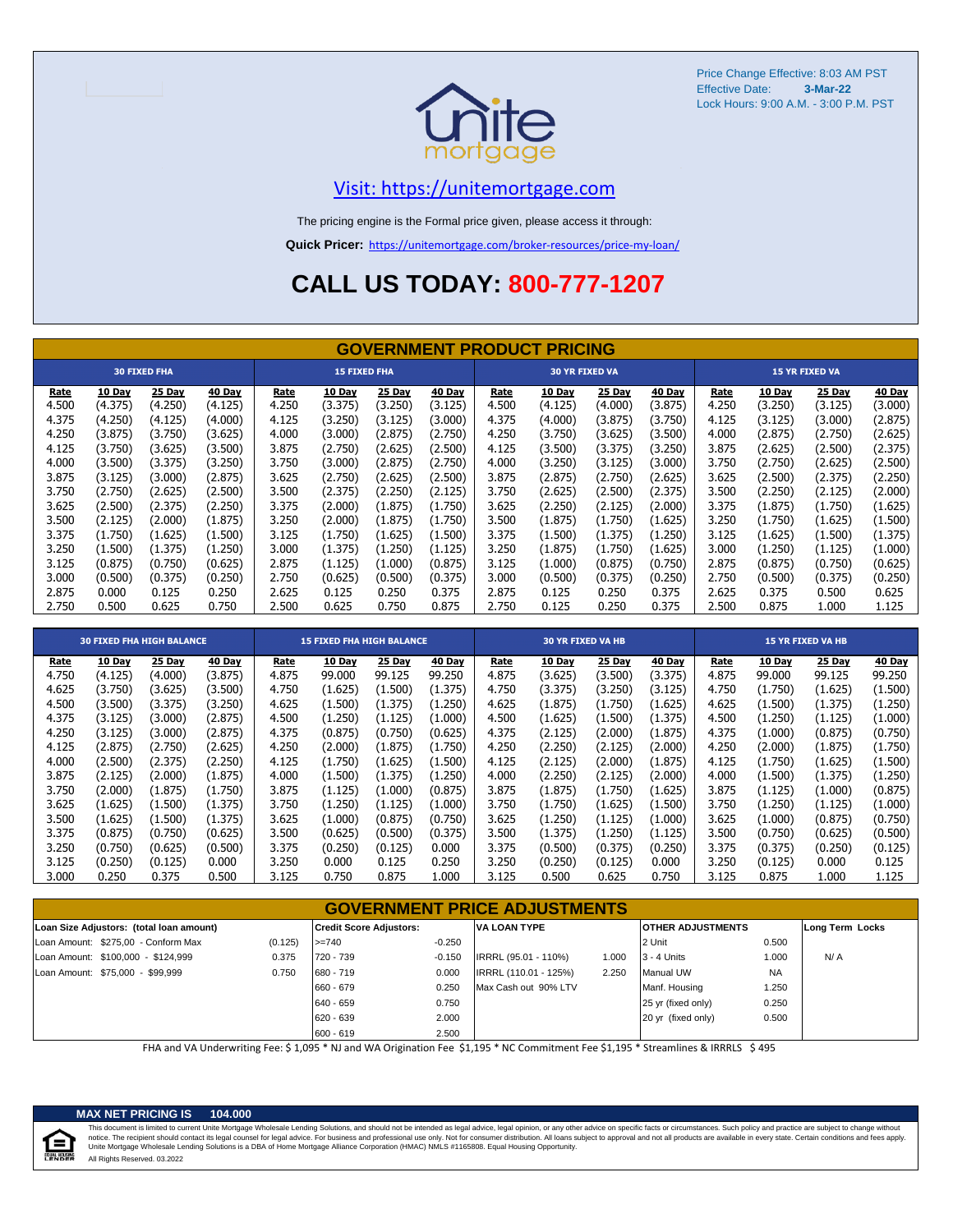Price Change Effective: 8:03 AM PST
Effective Date: **3-Mar-22**
Lock Hours: 9:00 A.M. - 3:00 P.M. PST

Visit: https://unitemortgage.com

The pricing engine is the Formal price given, please access it through:

**Quick Pricer:** https://unitemortgage.com/broker-resources/price-my-loan/

# CALL US TODAY: 800-777-1207

## GOVERNMENT PRODUCT PRICING

| 30 FIXED FHA | | | | 15 FIXED FHA | | | | 30 YR FIXED VA | | | | 15 YR FIXED VA | | | |
|---|---|---|---|---|---|---|---|---|---|---|---|---|---|---|---|
| Rate | 10 Day | 25 Day | 40 Day | Rate | 10 Day | 25 Day | 40 Day | Rate | 10 Day | 25 Day | 40 Day | Rate | 10 Day | 25 Day | 40 Day |
| 4.500 | (4.375) | (4.250) | (4.125) | 4.250 | (3.375) | (3.250) | (3.125) | 4.500 | (4.125) | (4.000) | (3.875) | 4.250 | (3.250) | (3.125) | (3.000) |
| 4.375 | (4.250) | (4.125) | (4.000) | 4.125 | (3.250) | (3.125) | (3.000) | 4.375 | (4.000) | (3.875) | (3.750) | 4.125 | (3.125) | (3.000) | (2.875) |
| 4.250 | (3.875) | (3.750) | (3.625) | 4.000 | (3.000) | (2.875) | (2.750) | 4.250 | (3.750) | (3.625) | (3.500) | 4.000 | (2.875) | (2.750) | (2.625) |
| 4.125 | (3.750) | (3.625) | (3.500) | 3.875 | (2.750) | (2.625) | (2.500) | 4.125 | (3.500) | (3.375) | (3.250) | 3.875 | (2.625) | (2.500) | (2.375) |
| 4.000 | (3.500) | (3.375) | (3.250) | 3.750 | (3.000) | (2.875) | (2.750) | 4.000 | (3.250) | (3.125) | (3.000) | 3.750 | (2.750) | (2.625) | (2.500) |
| 3.875 | (3.125) | (3.000) | (2.875) | 3.625 | (2.750) | (2.625) | (2.500) | 3.875 | (2.875) | (2.750) | (2.625) | 3.625 | (2.500) | (2.375) | (2.250) |
| 3.750 | (2.750) | (2.625) | (2.500) | 3.500 | (2.375) | (2.250) | (2.125) | 3.750 | (2.625) | (2.500) | (2.375) | 3.500 | (2.250) | (2.125) | (2.000) |
| 3.625 | (2.500) | (2.375) | (2.250) | 3.375 | (2.000) | (1.875) | (1.750) | 3.625 | (2.250) | (2.125) | (2.000) | 3.375 | (1.875) | (1.750) | (1.625) |
| 3.500 | (2.125) | (2.000) | (1.875) | 3.250 | (2.000) | (1.875) | (1.750) | 3.500 | (1.875) | (1.750) | (1.625) | 3.250 | (1.750) | (1.625) | (1.500) |
| 3.375 | (1.750) | (1.625) | (1.500) | 3.125 | (1.750) | (1.625) | (1.500) | 3.375 | (1.500) | (1.375) | (1.250) | 3.125 | (1.625) | (1.500) | (1.375) |
| 3.250 | (1.500) | (1.375) | (1.250) | 3.000 | (1.375) | (1.250) | (1.125) | 3.250 | (1.875) | (1.750) | (1.625) | 3.000 | (1.250) | (1.125) | (1.000) |
| 3.125 | (0.875) | (0.750) | (0.625) | 2.875 | (1.125) | (1.000) | (0.875) | 3.125 | (1.000) | (0.875) | (0.750) | 2.875 | (0.875) | (0.750) | (0.625) |
| 3.000 | (0.500) | (0.375) | (0.250) | 2.750 | (0.625) | (0.500) | (0.375) | 3.000 | (0.500) | (0.375) | (0.250) | 2.750 | (0.500) | (0.375) | (0.250) |
| 2.875 | 0.000 | 0.125 | 0.250 | 2.625 | 0.125 | 0.250 | 0.375 | 2.875 | 0.125 | 0.250 | 0.375 | 2.625 | 0.375 | 0.500 | 0.625 |
| 2.750 | 0.500 | 0.625 | 0.750 | 2.500 | 0.625 | 0.750 | 0.875 | 2.750 | 0.125 | 0.250 | 0.375 | 2.500 | 0.875 | 1.000 | 1.125 |

| 30 FIXED FHA HIGH BALANCE | | | | 15 FIXED FHA HIGH BALANCE | | | | 30 YR FIXED VA HB | | | | 15 YR FIXED VA HB | | | |
|---|---|---|---|---|---|---|---|---|---|---|---|---|---|---|---|
| Rate | 10 Day | 25 Day | 40 Day | Rate | 10 Day | 25 Day | 40 Day | Rate | 10 Day | 25 Day | 40 Day | Rate | 10 Day | 25 Day | 40 Day |
| 4.750 | (4.125) | (4.000) | (3.875) | 4.875 | 99.000 | 99.125 | 99.250 | 4.875 | (3.625) | (3.500) | (3.375) | 4.875 | 99.000 | 99.125 | 99.250 |
| 4.625 | (3.750) | (3.625) | (3.500) | 4.750 | (1.625) | (1.500) | (1.375) | 4.750 | (3.375) | (3.250) | (3.125) | 4.750 | (1.750) | (1.625) | (1.500) |
| 4.500 | (3.500) | (3.375) | (3.250) | 4.625 | (1.500) | (1.375) | (1.250) | 4.625 | (1.875) | (1.750) | (1.625) | 4.625 | (1.500) | (1.375) | (1.250) |
| 4.375 | (3.125) | (3.000) | (2.875) | 4.500 | (1.250) | (1.125) | (1.000) | 4.500 | (1.625) | (1.500) | (1.375) | 4.500 | (1.250) | (1.125) | (1.000) |
| 4.250 | (3.125) | (3.000) | (2.875) | 4.375 | (0.875) | (0.750) | (0.625) | 4.375 | (2.125) | (2.000) | (1.875) | 4.375 | (1.000) | (0.875) | (0.750) |
| 4.125 | (2.875) | (2.750) | (2.625) | 4.250 | (2.000) | (1.875) | (1.750) | 4.250 | (2.250) | (2.125) | (2.000) | 4.250 | (2.000) | (1.875) | (1.750) |
| 4.000 | (2.500) | (2.375) | (2.250) | 4.125 | (1.750) | (1.625) | (1.500) | 4.125 | (2.125) | (2.000) | (1.875) | 4.125 | (1.750) | (1.625) | (1.500) |
| 3.875 | (2.125) | (2.000) | (1.875) | 4.000 | (1.500) | (1.375) | (1.250) | 4.000 | (2.250) | (2.125) | (2.000) | 4.000 | (1.500) | (1.375) | (1.250) |
| 3.750 | (2.000) | (1.875) | (1.750) | 3.875 | (1.125) | (1.000) | (0.875) | 3.875 | (1.875) | (1.750) | (1.625) | 3.875 | (1.125) | (1.000) | (0.875) |
| 3.625 | (1.625) | (1.500) | (1.375) | 3.750 | (1.250) | (1.125) | (1.000) | 3.750 | (1.750) | (1.625) | (1.500) | 3.750 | (1.250) | (1.125) | (1.000) |
| 3.500 | (1.625) | (1.500) | (1.375) | 3.625 | (1.000) | (0.875) | (0.750) | 3.625 | (1.250) | (1.125) | (1.000) | 3.625 | (1.000) | (0.875) | (0.750) |
| 3.375 | (0.875) | (0.750) | (0.625) | 3.500 | (0.625) | (0.500) | (0.375) | 3.500 | (1.375) | (1.250) | (1.125) | 3.500 | (0.750) | (0.625) | (0.500) |
| 3.250 | (0.750) | (0.625) | (0.500) | 3.375 | (0.250) | (0.125) | 0.000 | 3.375 | (0.500) | (0.375) | (0.250) | 3.375 | (0.375) | (0.250) | (0.125) |
| 3.125 | (0.250) | (0.125) | 0.000 | 3.250 | 0.000 | 0.125 | 0.250 | 3.250 | (0.250) | (0.125) | 0.000 | 3.250 | (0.125) | 0.000 | 0.125 |
| 3.000 | 0.250 | 0.375 | 0.500 | 3.125 | 0.750 | 0.875 | 1.000 | 3.125 | 0.500 | 0.625 | 0.750 | 3.125 | 0.875 | 1.000 | 1.125 |

## GOVERNMENT PRICE ADJUSTMENTS

| Loan Size Adjustors: (total loan amount) | | Credit Score Adjustors: | | VA LOAN TYPE | | OTHER ADJUSTMENTS | | Long Term Locks |
|---|---|---|---|---|---|---|---|---|
| Loan Amount: $275,00 - Conform Max | (0.125) | >=740 | -0.250 | | | 2 Unit | 0.500 | |
| Loan Amount: $100,000 - $124,999 | 0.375 | 720 - 739 | -0.150 | IRRRL (95.01 - 110%) | 1.000 | 3 - 4 Units | 1.000 | N/A |
| Loan Amount: $75,000 - $99,999 | 0.750 | 680 - 719 | 0.000 | IRRRL (110.01 - 125%) | 2.250 | Manual UW | NA | |
| | | 660 - 679 | 0.250 | Max Cash out 90% LTV | | Manf. Housing | 1.250 | |
| | | 640 - 659 | 0.750 | | | 25 yr (fixed only) | 0.250 | |
| | | 620 - 639 | 2.000 | | | 20 yr (fixed only) | 0.500 | |
| | | 600 - 619 | 2.500 | | | | | |

FHA and VA Underwriting Fee: $ 1,095 * NJ and WA Origination Fee $1,195 * NC Commitment Fee $1,195 * Streamlines & IRRRLS $ 495

**MAX NET PRICING IS 104.000**

This document is limited to current Unite Mortgage Wholesale Lending Solutions, and should not be intended as legal advice, legal opinion, or any other advice on specific facts or circumstances. Such policy and practice are subject to change without notice. The recipient should contact its legal counsel for legal advice. For business and professional use only. Not for consumer distribution. All loans subject to approval and not all products are available in every state. Certain conditions and fees apply. Unite Mortgage Wholesale Lending Solutions is a DBA of Home Mortgage Alliance Corporation (HMAC) NMLS #1165808. Equal Housing Opportunity.
All Rights Reserved. 03.2022